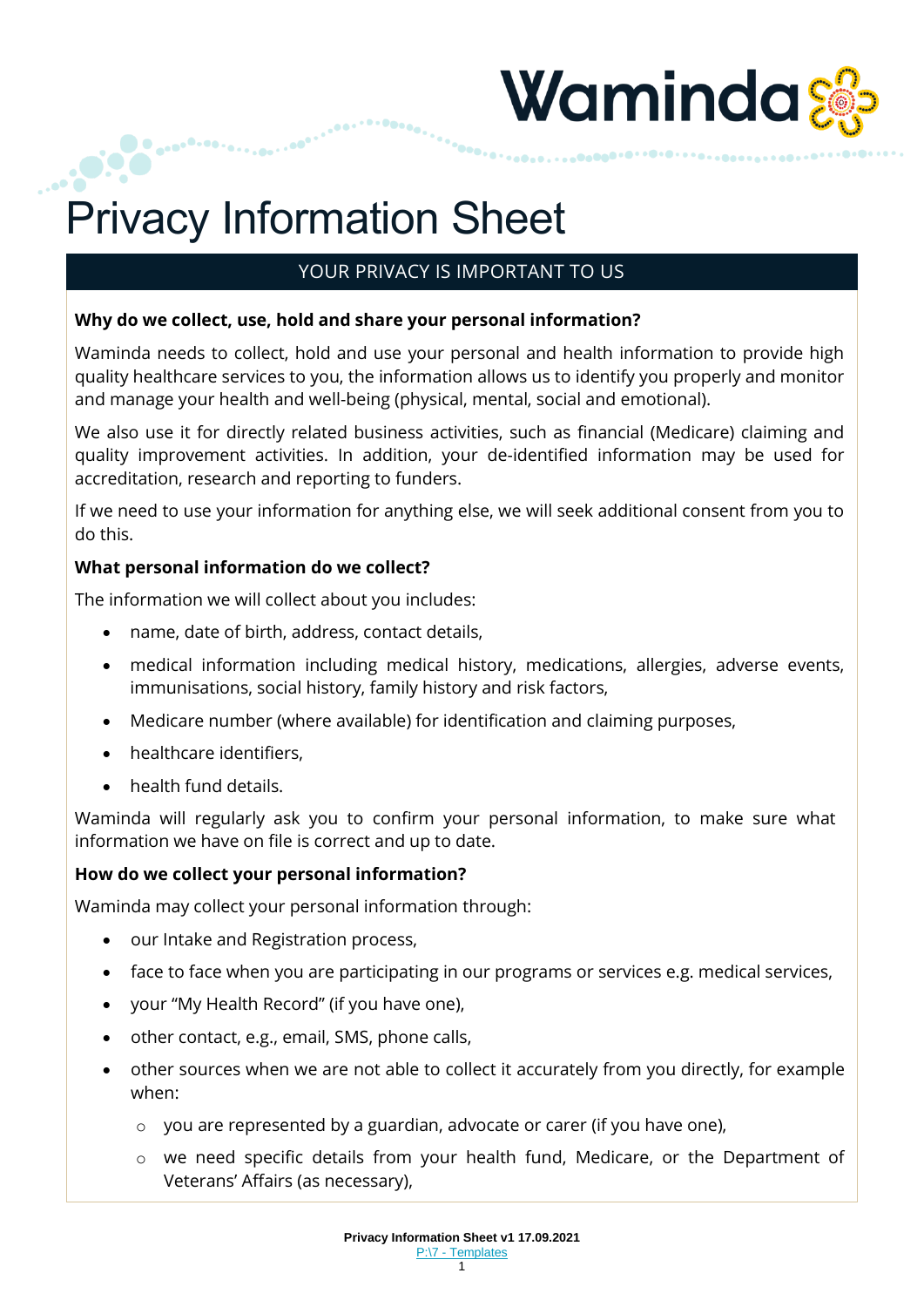# Privacy Information Sheet

## YOUR PRIVACY IS IMPORTANT TO US

**Why do we collect, use, hold and share your personal information?**

Waminda needs to collect, hold and use your personal and health information to provide high quality healthcare services to you, the information allows us to identify you properly and monitor and manage your health and well-being (physical, mental, social and emotional).

We also use it for directly related business activities, such as financial (Medicare) claiming and quality improvement activities. In addition, your de-identified information may be used for accreditation, research and reporting to funders.

If we need to use your information for anything else, we will seek additional consent from you to do this.

**What personal information do we collect?**

The information we will collect about you includes:

- name, date of birth, address, contact details,
- medical information including medical history, medications, allergies, adverse events, immunisations, social history, family history and risk factors,
- Medicare number (where available) for identification and claiming purposes,
- healthcare identifiers,
- health fund details.

Waminda will regularly ask you to confirm your personal information, to make sure what information we have on file is correct and up to date.

**How do we collect your personal information?**

Waminda may collect your personal information through:

- our Intake and Registration process,
- face to face when you are participating in our programs or services e.g. medical services,
- your "My Health Record" (if you have one),
- other contact, e.g., email, SMS, phone calls,
- other sources when we are not able to collect it accurately from you directly, for example when:
  - you are represented by a guardian, advocate or carer (if you have one),
  - we need specific details from your health fund, Medicare, or the Department of Veterans' Affairs (as necessary),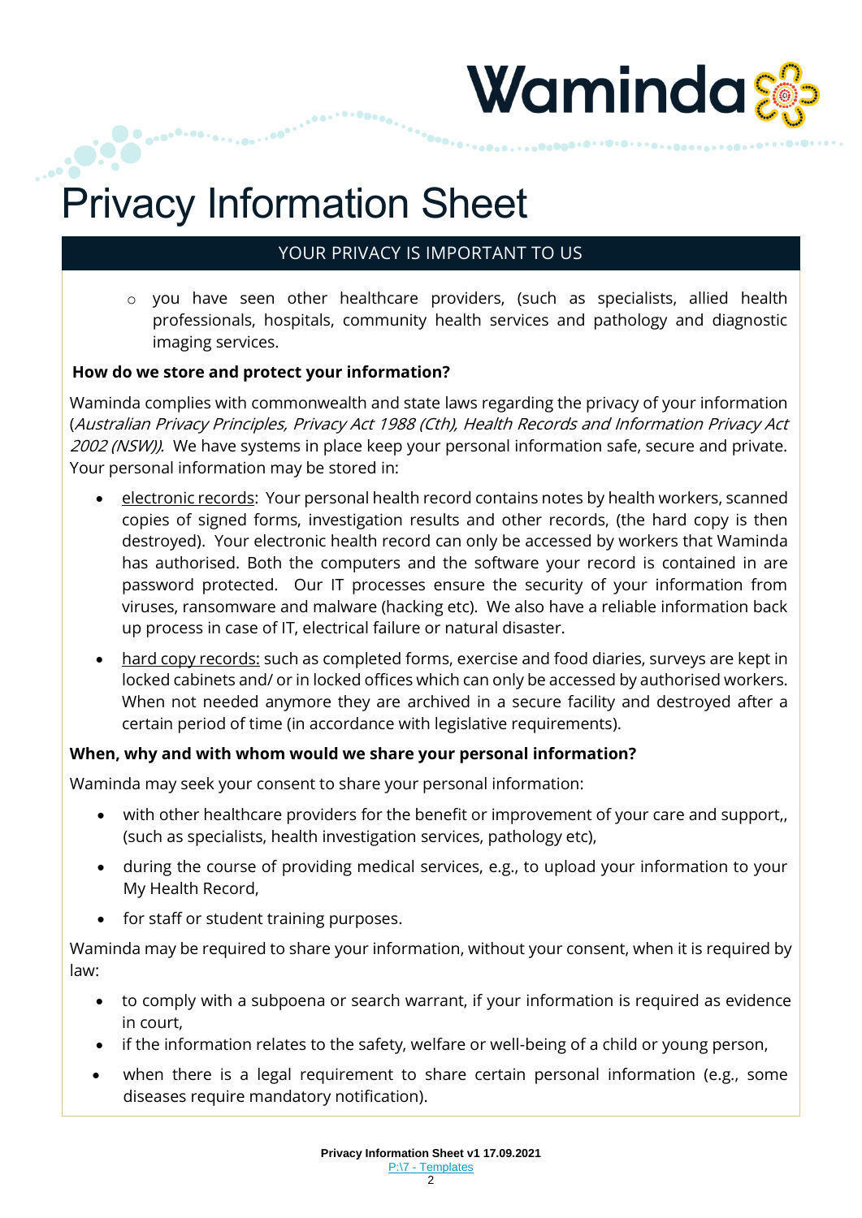# Privacy Information Sheet

YOUR PRIVACY IS IMPORTANT TO US

- you have seen other healthcare providers, (such as specialists, allied health professionals, hospitals, community health services and pathology and diagnostic imaging services.

**How do we store and protect your information?**

Waminda complies with commonwealth and state laws regarding the privacy of your information (*Australian Privacy Principles, Privacy Act 1988 (Cth), Health Records and Information Privacy Act 2002 (NSW)).* We have systems in place keep your personal information safe, secure and private. Your personal information may be stored in:

- <u>electronic records</u>: Your personal health record contains notes by health workers, scanned copies of signed forms, investigation results and other records, (the hard copy is then destroyed). Your electronic health record can only be accessed by workers that Waminda has authorised. Both the computers and the software your record is contained in are password protected. Our IT processes ensure the security of your information from viruses, ransomware and malware (hacking etc). We also have a reliable information back up process in case of IT, electrical failure or natural disaster.
- <u>hard copy records:</u> such as completed forms, exercise and food diaries, surveys are kept in locked cabinets and/ or in locked offices which can only be accessed by authorised workers. When not needed anymore they are archived in a secure facility and destroyed after a certain period of time (in accordance with legislative requirements).

**When, why and with whom would we share your personal information?**

Waminda may seek your consent to share your personal information:

- with other healthcare providers for the benefit or improvement of your care and support,, (such as specialists, health investigation services, pathology etc),
- during the course of providing medical services, e.g., to upload your information to your My Health Record,
- for staff or student training purposes.

Waminda may be required to share your information, without your consent, when it is required by law:

- to comply with a subpoena or search warrant, if your information is required as evidence in court,
- if the information relates to the safety, welfare or well-being of a child or young person,
- when there is a legal requirement to share certain personal information (e.g., some diseases require mandatory notification).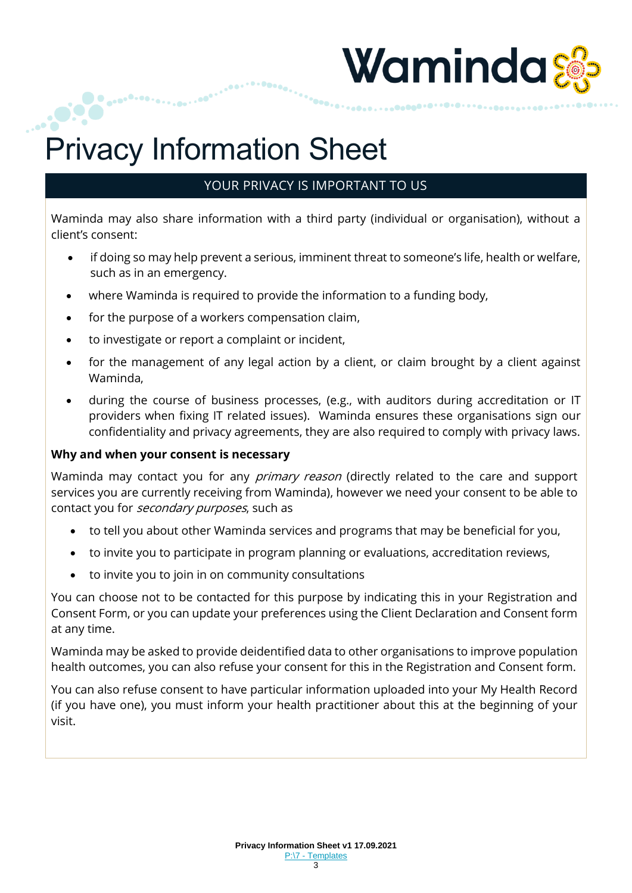# Privacy Information Sheet

## YOUR PRIVACY IS IMPORTANT TO US

Waminda may also share information with a third party (individual or organisation), without a client's consent:

- if doing so may help prevent a serious, imminent threat to someone's life, health or welfare, such as in an emergency.
- where Waminda is required to provide the information to a funding body,
- for the purpose of a workers compensation claim,
- to investigate or report a complaint or incident,
- for the management of any legal action by a client, or claim brought by a client against Waminda,
- during the course of business processes, (e.g., with auditors during accreditation or IT providers when fixing IT related issues). Waminda ensures these organisations sign our confidentiality and privacy agreements, they are also required to comply with privacy laws.

**Why and when your consent is necessary**

Waminda may contact you for any *primary reason* (directly related to the care and support services you are currently receiving from Waminda), however we need your consent to be able to contact you for *secondary purposes*, such as

- to tell you about other Waminda services and programs that may be beneficial for you,
- to invite you to participate in program planning or evaluations, accreditation reviews,
- to invite you to join in on community consultations

You can choose not to be contacted for this purpose by indicating this in your Registration and Consent Form, or you can update your preferences using the Client Declaration and Consent form at any time.

Waminda may be asked to provide deidentified data to other organisations to improve population health outcomes, you can also refuse your consent for this in the Registration and Consent form.

You can also refuse consent to have particular information uploaded into your My Health Record (if you have one), you must inform your health practitioner about this at the beginning of your visit.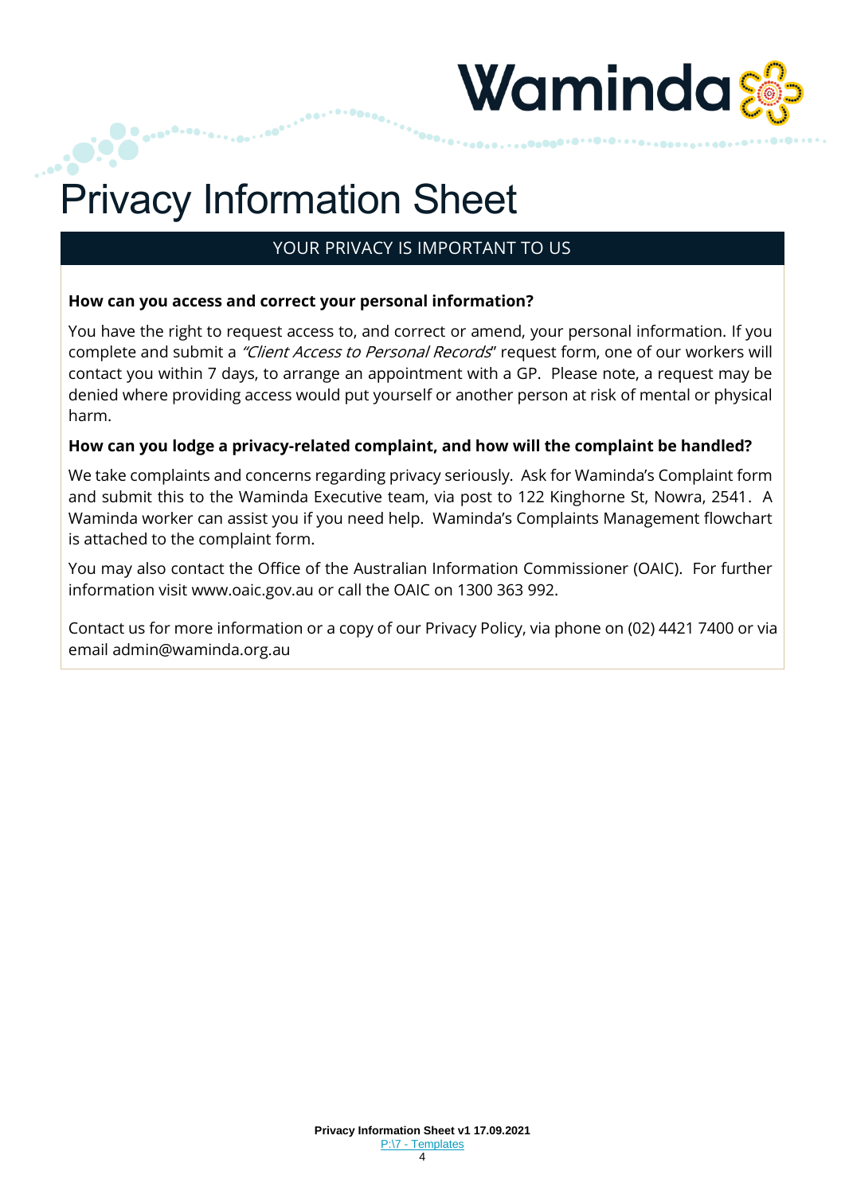# Privacy Information Sheet

## YOUR PRIVACY IS IMPORTANT TO US

**How can you access and correct your personal information?**

You have the right to request access to, and correct or amend, your personal information. If you complete and submit a *"Client Access to Personal Records*" request form, one of our workers will contact you within 7 days, to arrange an appointment with a GP. Please note, a request may be denied where providing access would put yourself or another person at risk of mental or physical harm.

**How can you lodge a privacy-related complaint, and how will the complaint be handled?**

We take complaints and concerns regarding privacy seriously. Ask for Waminda's Complaint form and submit this to the Waminda Executive team, via post to 122 Kinghorne St, Nowra, 2541. A Waminda worker can assist you if you need help. Waminda's Complaints Management flowchart is attached to the complaint form.

You may also contact the Office of the Australian Information Commissioner (OAIC). For further information visit www.oaic.gov.au or call the OAIC on 1300 363 992.

Contact us for more information or a copy of our Privacy Policy, via phone on (02) 4421 7400 or via email admin@waminda.org.au